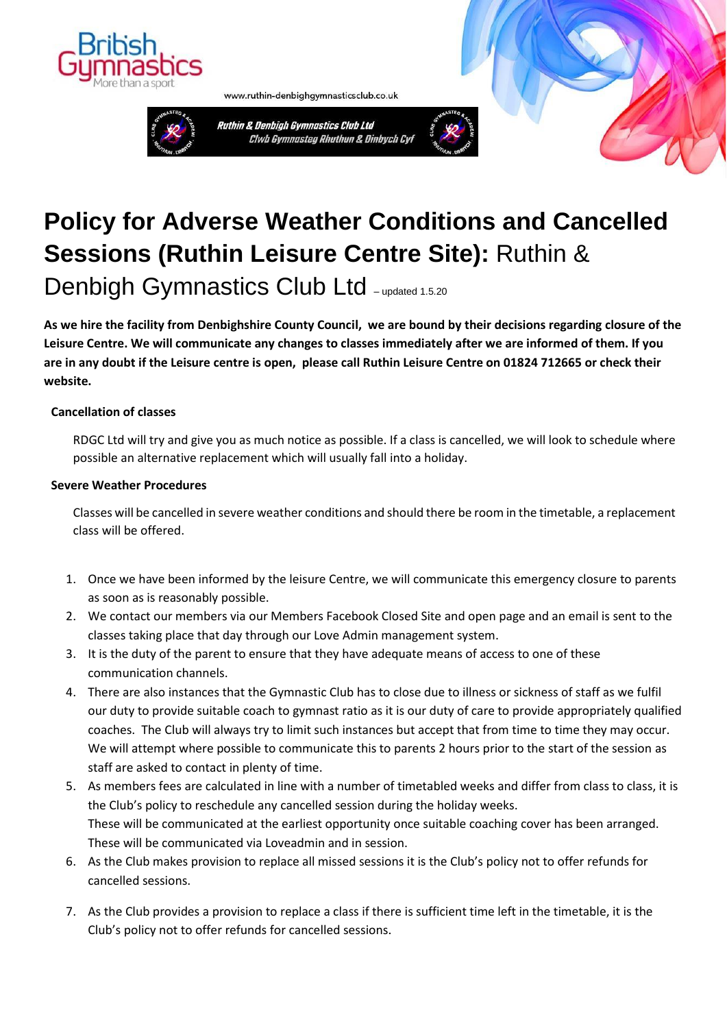www.ruthin-denbighgymnasticsclub.co.uk

Ruthin & Denbigh Gymnastics Club Ltd
Clwb Gymnasteg Rhuthun & Dinbych Cyf

# **Policy for Adverse Weather Conditions and Cancelled Sessions (Ruthin Leisure Centre Site):** Ruthin & Denbigh Gymnastics Club Ltd – updated 1.5.20

**As we hire the facility from Denbighshire County Council, we are bound by their decisions regarding closure of the Leisure Centre. We will communicate any changes to classes immediately after we are informed of them. If you are in any doubt if the Leisure centre is open, please call Ruthin Leisure Centre on 01824 712665 or check their website.**

### Cancellation of classes

RDGC Ltd will try and give you as much notice as possible. If a class is cancelled, we will look to schedule where possible an alternative replacement which will usually fall into a holiday.

### Severe Weather Procedures

Classes will be cancelled in severe weather conditions and should there be room in the timetable, a replacement class will be offered.

1. Once we have been informed by the leisure Centre, we will communicate this emergency closure to parents as soon as is reasonably possible.
2. We contact our members via our Members Facebook Closed Site and open page and an email is sent to the classes taking place that day through our Love Admin management system.
3. It is the duty of the parent to ensure that they have adequate means of access to one of these communication channels.
4. There are also instances that the Gymnastic Club has to close due to illness or sickness of staff as we fulfil our duty to provide suitable coach to gymnast ratio as it is our duty of care to provide appropriately qualified coaches. The Club will always try to limit such instances but accept that from time to time they may occur. We will attempt where possible to communicate this to parents 2 hours prior to the start of the session as staff are asked to contact in plenty of time.
5. As members fees are calculated in line with a number of timetabled weeks and differ from class to class, it is the Club's policy to reschedule any cancelled session during the holiday weeks.
   These will be communicated at the earliest opportunity once suitable coaching cover has been arranged. These will be communicated via Loveadmin and in session.
6. As the Club makes provision to replace all missed sessions it is the Club's policy not to offer refunds for cancelled sessions.
7. As the Club provides a provision to replace a class if there is sufficient time left in the timetable, it is the Club's policy not to offer refunds for cancelled sessions.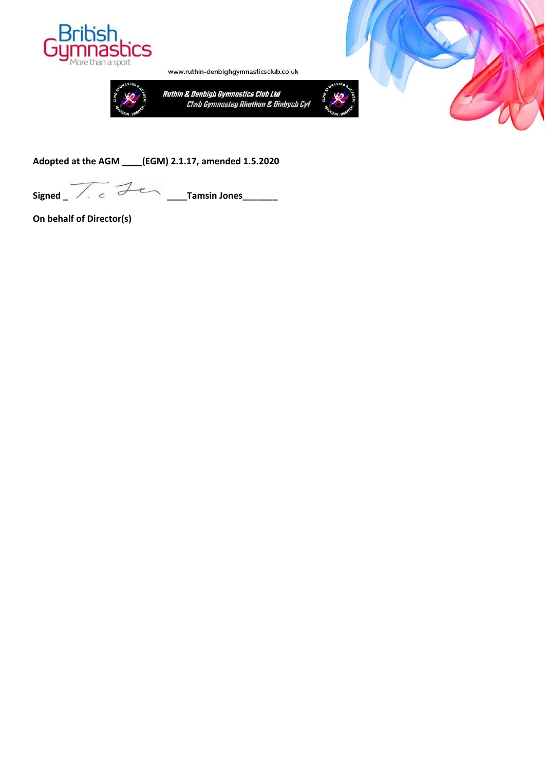**Adopted at the AGM ____(EGM) 2.1.17, amended 1.5.2020**

**Signed _ ____Tamsin Jones_______**

**On behalf of Director(s)**